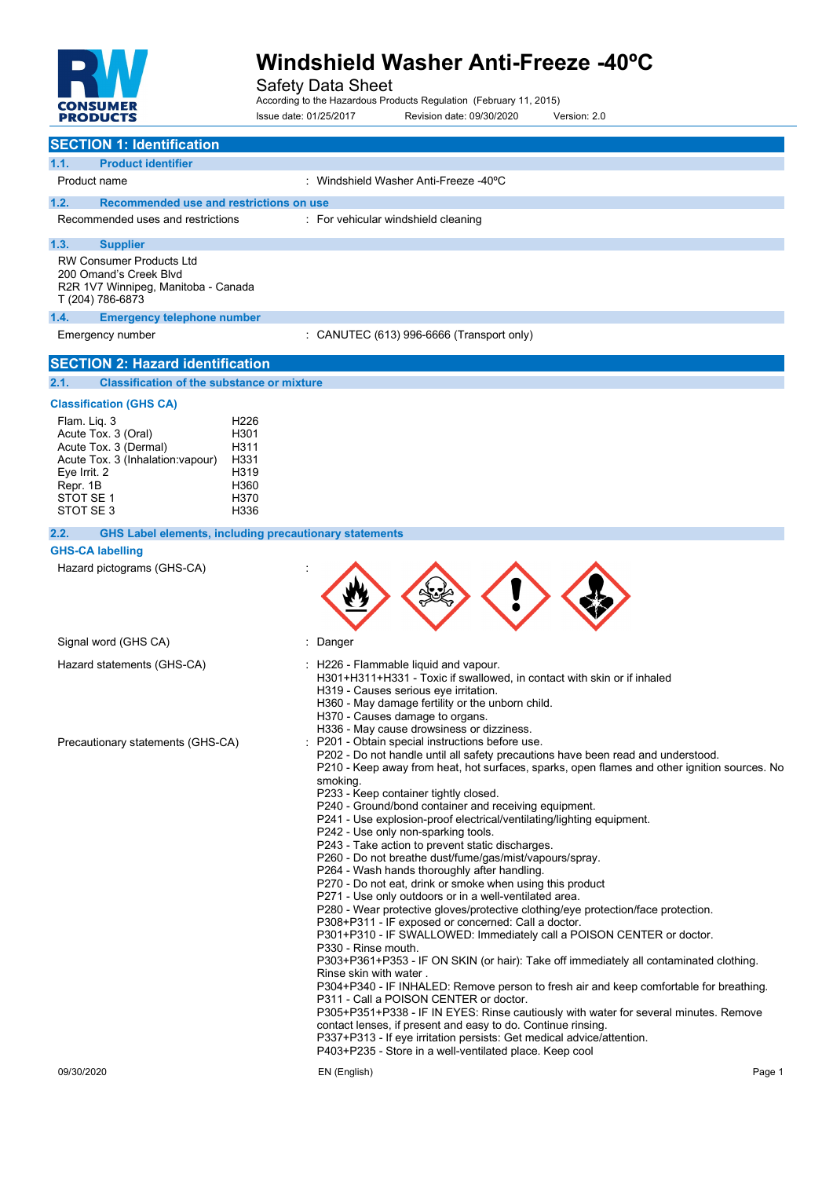# Windshield Washer Anti-Freeze -40ºC

Safety Data Sheet

According to the Hazardous Products Regulation (February 11, 2015)

Issue date: 01/25/2017 Revision date: 09/30/2020 Version: 2.0

## SECTION 1: Identification

### 1.1. Product identifier

Product name : Windshield Washer Anti-Freeze -40ºC

### 1.2. Recommended use and restrictions on use

Recommended uses and restrictions : For vehicular windshield cleaning

### 1.3. Supplier

RW Consumer Products Ltd
200 Omand's Creek Blvd
R2R 1V7 Winnipeg, Manitoba - Canada
T (204) 786-6873

### 1.4. Emergency telephone number

Emergency number : CANUTEC (613) 996-6666 (Transport only)

## SECTION 2: Hazard identification

### 2.1. Classification of the substance or mixture

**Classification (GHS CA)**

| | |
|---|---|
| Flam. Liq. 3 | H226 |
| Acute Tox. 3 (Oral) | H301 |
| Acute Tox. 3 (Dermal) | H311 |
| Acute Tox. 3 (Inhalation:vapour) | H331 |
| Eye Irrit. 2 | H319 |
| Repr. 1B | H360 |
| STOT SE 1 | H370 |
| STOT SE 3 | H336 |

### 2.2. GHS Label elements, including precautionary statements

**GHS-CA labelling**

Hazard pictograms (GHS-CA) :

Signal word (GHS CA) : Danger

Hazard statements (GHS-CA) :
- H226 - Flammable liquid and vapour.
- H301+H311+H331 - Toxic if swallowed, in contact with skin or if inhaled
- H319 - Causes serious eye irritation.
- H360 - May damage fertility or the unborn child.
- H370 - Causes damage to organs.
- H336 - May cause drowsiness or dizziness.

Precautionary statements (GHS-CA) :
- P201 - Obtain special instructions before use.
- P202 - Do not handle until all safety precautions have been read and understood.
- P210 - Keep away from heat, hot surfaces, sparks, open flames and other ignition sources. No smoking.
- P233 - Keep container tightly closed.
- P240 - Ground/bond container and receiving equipment.
- P241 - Use explosion-proof electrical/ventilating/lighting equipment.
- P242 - Use only non-sparking tools.
- P243 - Take action to prevent static discharges.
- P260 - Do not breathe dust/fume/gas/mist/vapours/spray.
- P264 - Wash hands thoroughly after handling.
- P270 - Do not eat, drink or smoke when using this product
- P271 - Use only outdoors or in a well-ventilated area.
- P280 - Wear protective gloves/protective clothing/eye protection/face protection.
- P308+P311 - IF exposed or concerned: Call a doctor.
- P301+P310 - IF SWALLOWED: Immediately call a POISON CENTER or doctor.
- P330 - Rinse mouth.
- P303+P361+P353 - IF ON SKIN (or hair): Take off immediately all contaminated clothing. Rinse skin with water .
- P304+P340 - IF INHALED: Remove person to fresh air and keep comfortable for breathing.
- P311 - Call a POISON CENTER or doctor.
- P305+P351+P338 - IF IN EYES: Rinse cautiously with water for several minutes. Remove contact lenses, if present and easy to do. Continue rinsing.
- P337+P313 - If eye irritation persists: Get medical advice/attention.
- P403+P235 - Store in a well-ventilated place. Keep cool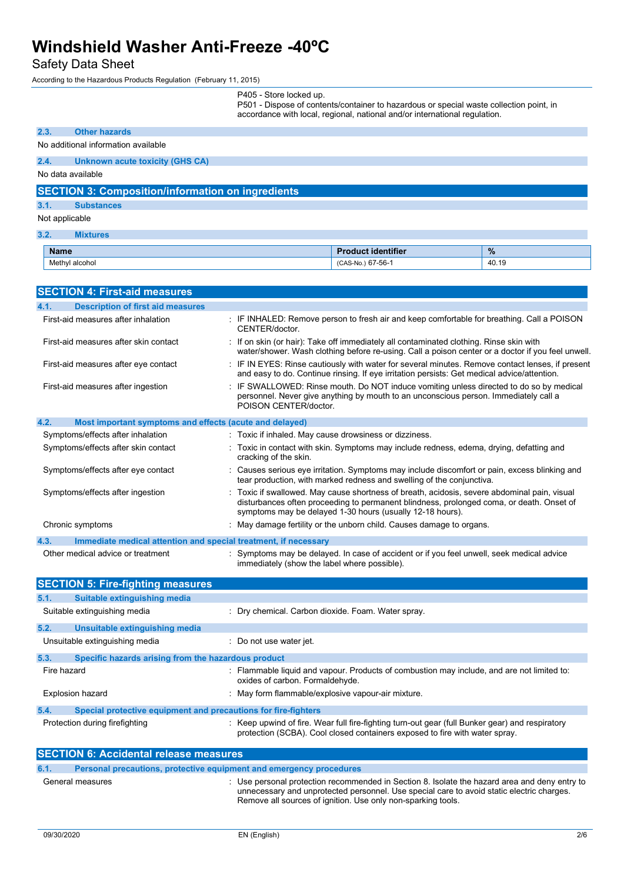P405 - Store locked up.
P501 - Dispose of contents/container to hazardous or special waste collection point, in accordance with local, regional, national and/or international regulation.

### 2.3. Other hazards

No additional information available

### 2.4. Unknown acute toxicity (GHS CA)

No data available

## SECTION 3: Composition/information on ingredients

### 3.1. Substances

Not applicable

### 3.2. Mixtures

| Name | Product identifier | % |
|---|---|---|
| Methyl alcohol | (CAS-No.) 67-56-1 | 40.19 |

## SECTION 4: First-aid measures

### 4.1. Description of first aid measures

| | |
|---|---|
| First-aid measures after inhalation | : IF INHALED: Remove person to fresh air and keep comfortable for breathing. Call a POISON CENTER/doctor. |
| First-aid measures after skin contact | : If on skin (or hair): Take off immediately all contaminated clothing. Rinse skin with water/shower. Wash clothing before re-using. Call a poison center or a doctor if you feel unwell. |
| First-aid measures after eye contact | : IF IN EYES: Rinse cautiously with water for several minutes. Remove contact lenses, if present and easy to do. Continue rinsing. If eye irritation persists: Get medical advice/attention. |
| First-aid measures after ingestion | : IF SWALLOWED: Rinse mouth. Do NOT induce vomiting unless directed to do so by medical personnel. Never give anything by mouth to an unconscious person. Immediately call a POISON CENTER/doctor. |

### 4.2. Most important symptoms and effects (acute and delayed)

| | |
|---|---|
| Symptoms/effects after inhalation | : Toxic if inhaled. May cause drowsiness or dizziness. |
| Symptoms/effects after skin contact | : Toxic in contact with skin. Symptoms may include redness, edema, drying, defatting and cracking of the skin. |
| Symptoms/effects after eye contact | : Causes serious eye irritation. Symptoms may include discomfort or pain, excess blinking and tear production, with marked redness and swelling of the conjunctiva. |
| Symptoms/effects after ingestion | : Toxic if swallowed. May cause shortness of breath, acidosis, severe abdominal pain, visual disturbances often proceeding to permanent blindness, prolonged coma, or death. Onset of symptoms may be delayed 1-30 hours (usually 12-18 hours). |
| Chronic symptoms | : May damage fertility or the unborn child. Causes damage to organs. |

### 4.3. Immediate medical attention and special treatment, if necessary

| | |
|---|---|
| Other medical advice or treatment | : Symptoms may be delayed. In case of accident or if you feel unwell, seek medical advice immediately (show the label where possible). |

## SECTION 5: Fire-fighting measures

### 5.1. Suitable extinguishing media

| | |
|---|---|
| Suitable extinguishing media | : Dry chemical. Carbon dioxide. Foam. Water spray. |

### 5.2. Unsuitable extinguishing media

| | |
|---|---|
| Unsuitable extinguishing media | : Do not use water jet. |

### 5.3. Specific hazards arising from the hazardous product

| | |
|---|---|
| Fire hazard | : Flammable liquid and vapour. Products of combustion may include, and are not limited to: oxides of carbon. Formaldehyde. |
| Explosion hazard | : May form flammable/explosive vapour-air mixture. |

### 5.4. Special protective equipment and precautions for fire-fighters

| | |
|---|---|
| Protection during firefighting | : Keep upwind of fire. Wear full fire-fighting turn-out gear (full Bunker gear) and respiratory protection (SCBA). Cool closed containers exposed to fire with water spray. |

## SECTION 6: Accidental release measures

### 6.1. Personal precautions, protective equipment and emergency procedures

| | |
|---|---|
| General measures | : Use personal protection recommended in Section 8. Isolate the hazard area and deny entry to unnecessary and unprotected personnel. Use special care to avoid static electric charges. Remove all sources of ignition. Use only non-sparking tools. |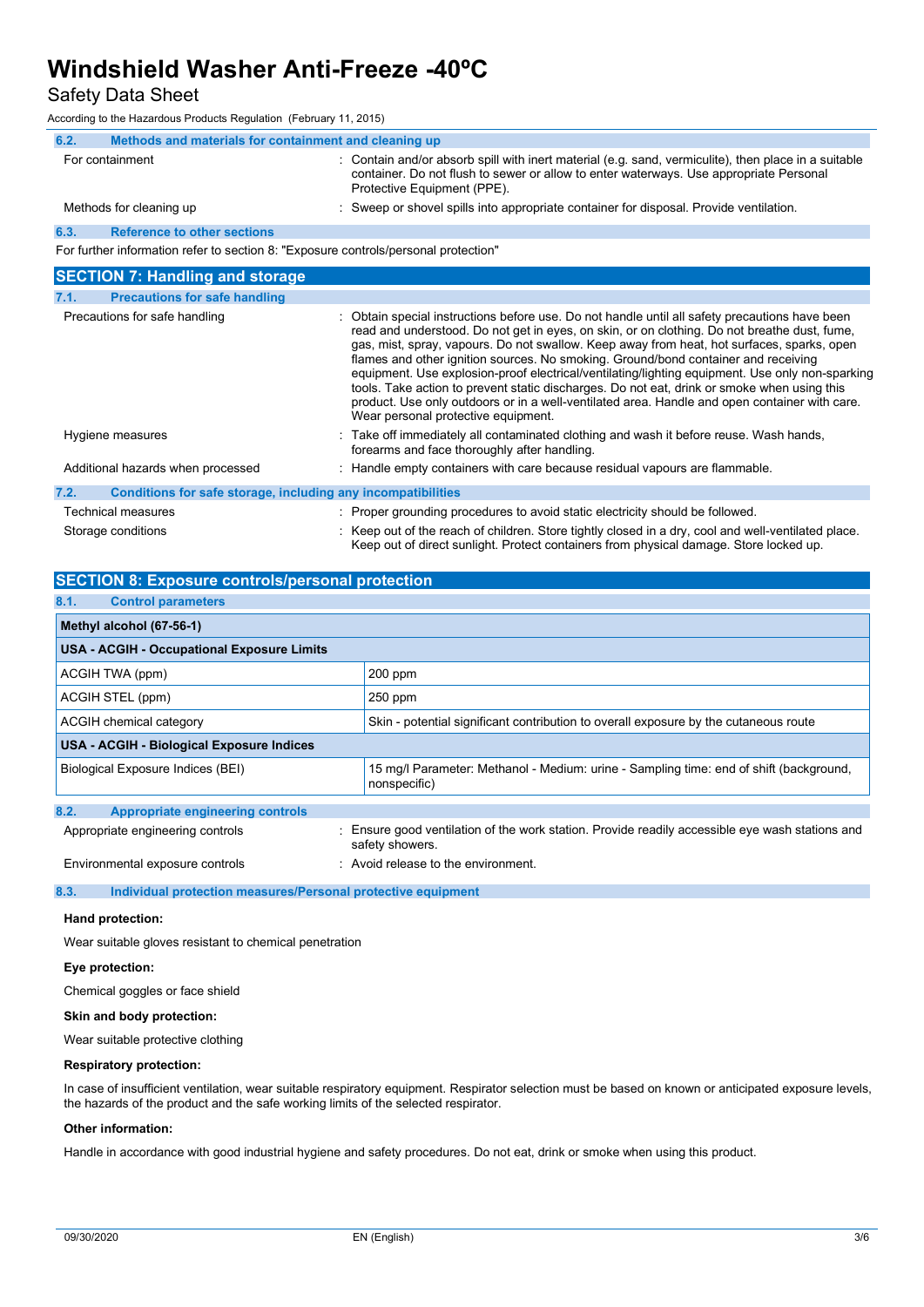### 6.2. Methods and materials for containment and cleaning up

| | |
|---|---|
| For containment | : Contain and/or absorb spill with inert material (e.g. sand, vermiculite), then place in a suitable container. Do not flush to sewer or allow to enter waterways. Use appropriate Personal Protective Equipment (PPE). |
| Methods for cleaning up | : Sweep or shovel spills into appropriate container for disposal. Provide ventilation. |

### 6.3. Reference to other sections

For further information refer to section 8: "Exposure controls/personal protection"

## SECTION 7: Handling and storage

### 7.1. Precautions for safe handling

| | |
|---|---|
| Precautions for safe handling | : Obtain special instructions before use. Do not handle until all safety precautions have been read and understood. Do not get in eyes, on skin, or on clothing. Do not breathe dust, fume, gas, mist, spray, vapours. Do not swallow. Keep away from heat, hot surfaces, sparks, open flames and other ignition sources. No smoking. Ground/bond container and receiving equipment. Use explosion-proof electrical/ventilating/lighting equipment. Use only non-sparking tools. Take action to prevent static discharges. Do not eat, drink or smoke when using this product. Use only outdoors or in a well-ventilated area. Handle and open container with care. Wear personal protective equipment. |
| Hygiene measures | : Take off immediately all contaminated clothing and wash it before reuse. Wash hands, forearms and face thoroughly after handling. |
| Additional hazards when processed | : Handle empty containers with care because residual vapours are flammable. |

### 7.2. Conditions for safe storage, including any incompatibilities

| | |
|---|---|
| Technical measures | : Proper grounding procedures to avoid static electricity should be followed. |
| Storage conditions | : Keep out of the reach of children. Store tightly closed in a dry, cool and well-ventilated place. Keep out of direct sunlight. Protect containers from physical damage. Store locked up. |

## SECTION 8: Exposure controls/personal protection

### 8.1. Control parameters

| Methyl alcohol (67-56-1) | |
|---|---|
| **USA - ACGIH - Occupational Exposure Limits** | |
| ACGIH TWA (ppm) | 200 ppm |
| ACGIH STEL (ppm) | 250 ppm |
| ACGIH chemical category | Skin - potential significant contribution to overall exposure by the cutaneous route |
| **USA - ACGIH - Biological Exposure Indices** | |
| Biological Exposure Indices (BEI) | 15 mg/l Parameter: Methanol - Medium: urine - Sampling time: end of shift (background, nonspecific) |

### 8.2. Appropriate engineering controls

| | |
|---|---|
| Appropriate engineering controls | : Ensure good ventilation of the work station. Provide readily accessible eye wash stations and safety showers. |
| Environmental exposure controls | : Avoid release to the environment. |

### 8.3. Individual protection measures/Personal protective equipment

**Hand protection:**

Wear suitable gloves resistant to chemical penetration

**Eye protection:**

Chemical goggles or face shield

**Skin and body protection:**

Wear suitable protective clothing

**Respiratory protection:**

In case of insufficient ventilation, wear suitable respiratory equipment. Respirator selection must be based on known or anticipated exposure levels, the hazards of the product and the safe working limits of the selected respirator.

**Other information:**

Handle in accordance with good industrial hygiene and safety procedures. Do not eat, drink or smoke when using this product.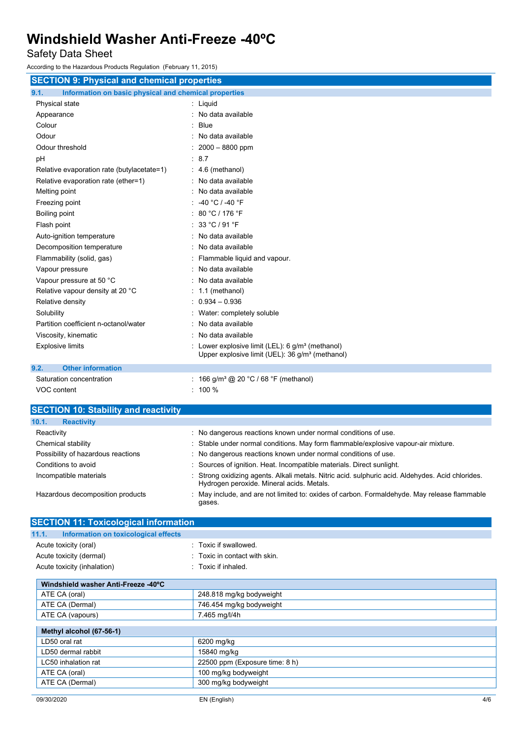## SECTION 9: Physical and chemical properties

### 9.1. Information on basic physical and chemical properties

| | |
|---|---|
| Physical state | : Liquid |
| Appearance | : No data available |
| Colour | : Blue |
| Odour | : No data available |
| Odour threshold | : 2000 – 8800 ppm |
| pH | : 8.7 |
| Relative evaporation rate (butylacetate=1) | : 4.6 (methanol) |
| Relative evaporation rate (ether=1) | : No data available |
| Melting point | : No data available |
| Freezing point | : -40 °C / -40 °F |
| Boiling point | : 80 °C / 176 °F |
| Flash point | : 33 °C / 91 °F |
| Auto-ignition temperature | : No data available |
| Decomposition temperature | : No data available |
| Flammability (solid, gas) | : Flammable liquid and vapour. |
| Vapour pressure | : No data available |
| Vapour pressure at 50 °C | : No data available |
| Relative vapour density at 20 °C | : 1.1 (methanol) |
| Relative density | : 0.934 – 0.936 |
| Solubility | : Water: completely soluble |
| Partition coefficient n-octanol/water | : No data available |
| Viscosity, kinematic | : No data available |
| Explosive limits | : Lower explosive limit (LEL): 6 g/m³ (methanol)<br>Upper explosive limit (UEL): 36 g/m³ (methanol) |

### 9.2. Other information

| | |
|---|---|
| Saturation concentration | : 166 g/m³ @ 20 °C / 68 °F (methanol) |
| VOC content | : 100 % |

## SECTION 10: Stability and reactivity

### 10.1. Reactivity

| | |
|---|---|
| Reactivity | : No dangerous reactions known under normal conditions of use. |
| Chemical stability | : Stable under normal conditions. May form flammable/explosive vapour-air mixture. |
| Possibility of hazardous reactions | : No dangerous reactions known under normal conditions of use. |
| Conditions to avoid | : Sources of ignition. Heat. Incompatible materials. Direct sunlight. |
| Incompatible materials | : Strong oxidizing agents. Alkali metals. Nitric acid. sulphuric acid. Aldehydes. Acid chlorides. Hydrogen peroxide. Mineral acids. Metals. |
| Hazardous decomposition products | : May include, and are not limited to: oxides of carbon. Formaldehyde. May release flammable gases. |

## SECTION 11: Toxicological information

### 11.1. Information on toxicological effects

| | |
|---|---|
| Acute toxicity (oral) | : Toxic if swallowed. |
| Acute toxicity (dermal) | : Toxic in contact with skin. |
| Acute toxicity (inhalation) | : Toxic if inhaled. |

| Windshield washer Anti-Freeze -40ºC | |
|---|---|
| ATE CA (oral) | 248.818 mg/kg bodyweight |
| ATE CA (Dermal) | 746.454 mg/kg bodyweight |
| ATE CA (vapours) | 7.465 mg/l/4h |

| Methyl alcohol (67-56-1) | |
|---|---|
| LD50 oral rat | 6200 mg/kg |
| LD50 dermal rabbit | 15840 mg/kg |
| LC50 inhalation rat | 22500 ppm (Exposure time: 8 h) |
| ATE CA (oral) | 100 mg/kg bodyweight |
| ATE CA (Dermal) | 300 mg/kg bodyweight |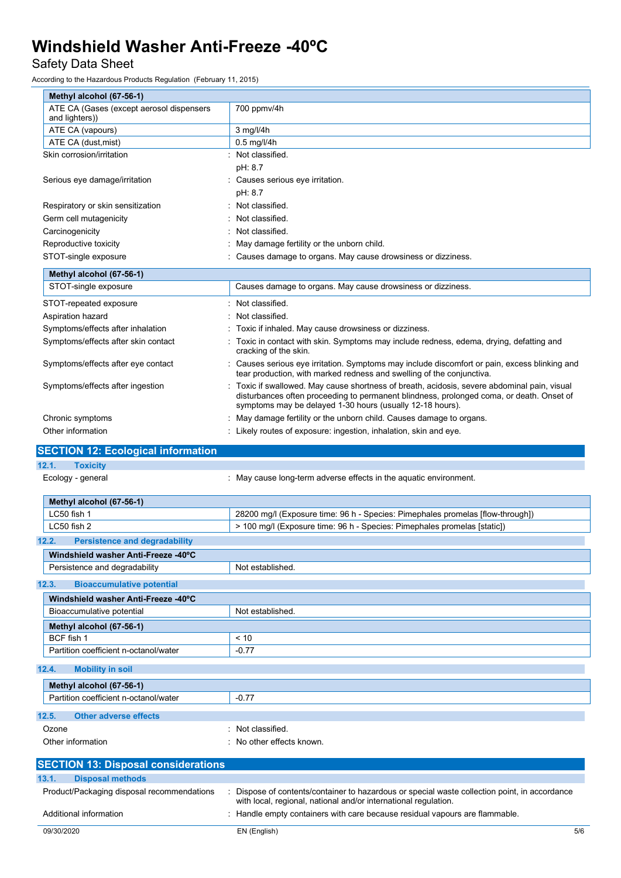| Methyl alcohol (67-56-1) | |
|---|---|
| ATE CA (Gases (except aerosol dispensers and lighters)) | 700 ppmv/4h |
| ATE CA (vapours) | 3 mg/l/4h |
| ATE CA (dust,mist) | 0.5 mg/l/4h |

| | |
|---|---|
| Skin corrosion/irritation | : Not classified.<br>pH: 8.7 |
| Serious eye damage/irritation | : Causes serious eye irritation.<br>pH: 8.7 |
| Respiratory or skin sensitization | : Not classified. |
| Germ cell mutagenicity | : Not classified. |
| Carcinogenicity | : Not classified. |
| Reproductive toxicity | : May damage fertility or the unborn child. |
| STOT-single exposure | : Causes damage to organs. May cause drowsiness or dizziness. |

| Methyl alcohol (67-56-1) | |
|---|---|
| STOT-single exposure | Causes damage to organs. May cause drowsiness or dizziness. |

| | |
|---|---|
| STOT-repeated exposure | : Not classified. |
| Aspiration hazard | : Not classified. |
| Symptoms/effects after inhalation | : Toxic if inhaled. May cause drowsiness or dizziness. |
| Symptoms/effects after skin contact | : Toxic in contact with skin. Symptoms may include redness, edema, drying, defatting and cracking of the skin. |
| Symptoms/effects after eye contact | : Causes serious eye irritation. Symptoms may include discomfort or pain, excess blinking and tear production, with marked redness and swelling of the conjunctiva. |
| Symptoms/effects after ingestion | : Toxic if swallowed. May cause shortness of breath, acidosis, severe abdominal pain, visual disturbances often proceeding to permanent blindness, prolonged coma, or death. Onset of symptoms may be delayed 1-30 hours (usually 12-18 hours). |
| Chronic symptoms | : May damage fertility or the unborn child. Causes damage to organs. |
| Other information | : Likely routes of exposure: ingestion, inhalation, skin and eye. |

## SECTION 12: Ecological information

### 12.1. Toxicity

Ecology - general : May cause long-term adverse effects in the aquatic environment.

| Methyl alcohol (67-56-1) | |
|---|---|
| LC50 fish 1 | 28200 mg/l (Exposure time: 96 h - Species: Pimephales promelas [flow-through]) |
| LC50 fish 2 | > 100 mg/l (Exposure time: 96 h - Species: Pimephales promelas [static]) |

### 12.2. Persistence and degradability

| Windshield washer Anti-Freeze -40ºC | |
|---|---|
| Persistence and degradability | Not established. |

### 12.3. Bioaccumulative potential

| Windshield washer Anti-Freeze -40ºC | |
|---|---|
| Bioaccumulative potential | Not established. |

| Methyl alcohol (67-56-1) | |
|---|---|
| BCF fish 1 | < 10 |
| Partition coefficient n-octanol/water | -0.77 |

### 12.4. Mobility in soil

| Methyl alcohol (67-56-1) | |
|---|---|
| Partition coefficient n-octanol/water | -0.77 |

### 12.5. Other adverse effects

| | |
|---|---|
| Ozone | : Not classified. |
| Other information | : No other effects known. |

## SECTION 13: Disposal considerations

### 13.1. Disposal methods

| | |
|---|---|
| Product/Packaging disposal recommendations | : Dispose of contents/container to hazardous or special waste collection point, in accordance with local, regional, national and/or international regulation. |
| Additional information | : Handle empty containers with care because residual vapours are flammable. |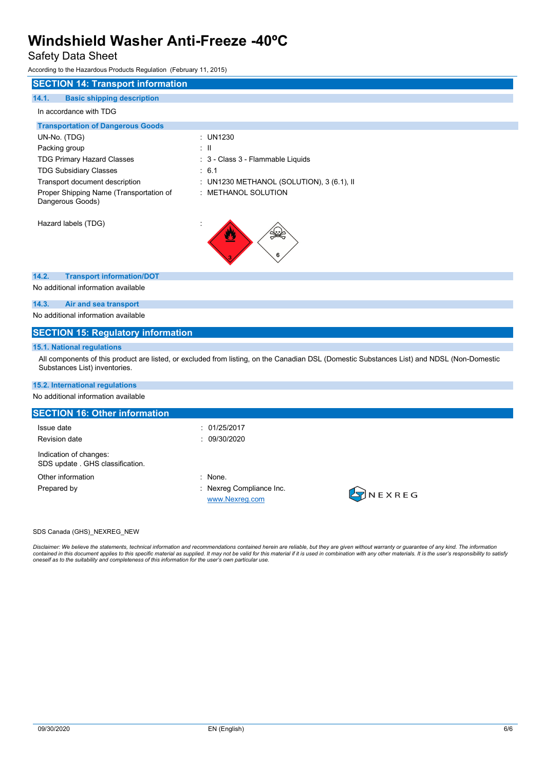## SECTION 14: Transport information

### 14.1. Basic shipping description

In accordance with TDG

**Transportation of Dangerous Goods**

| | |
|---|---|
| UN-No. (TDG) | : UN1230 |
| Packing group | : II |
| TDG Primary Hazard Classes | : 3 - Class 3 - Flammable Liquids |
| TDG Subsidiary Classes | : 6.1 |
| Transport document description | : UN1230 METHANOL (SOLUTION), 3 (6.1), II |
| Proper Shipping Name (Transportation of Dangerous Goods) | : METHANOL SOLUTION |
| Hazard labels (TDG) | : |

### 14.2. Transport information/DOT

No additional information available

### 14.3. Air and sea transport

No additional information available

## SECTION 15: Regulatory information

### 15.1. National regulations

All components of this product are listed, or excluded from listing, on the Canadian DSL (Domestic Substances List) and NDSL (Non-Domestic Substances List) inventories.

### 15.2. International regulations

No additional information available

## SECTION 16: Other information

| | |
|---|---|
| Issue date | : 01/25/2017 |
| Revision date | : 09/30/2020 |

Indication of changes:
SDS update . GHS classification.

| | |
|---|---|
| Other information | : None. |
| Prepared by | : Nexreg Compliance Inc. www.Nexreg.com |

NEXREG

SDS Canada (GHS)_NEXREG_NEW

*Disclaimer: We believe the statements, technical information and recommendations contained herein are reliable, but they are given without warranty or guarantee of any kind. The information contained in this document applies to this specific material as supplied. It may not be valid for this material if it is used in combination with any other materials. It is the user's responsibility to satisfy oneself as to the suitability and completeness of this information for the user's own particular use.*